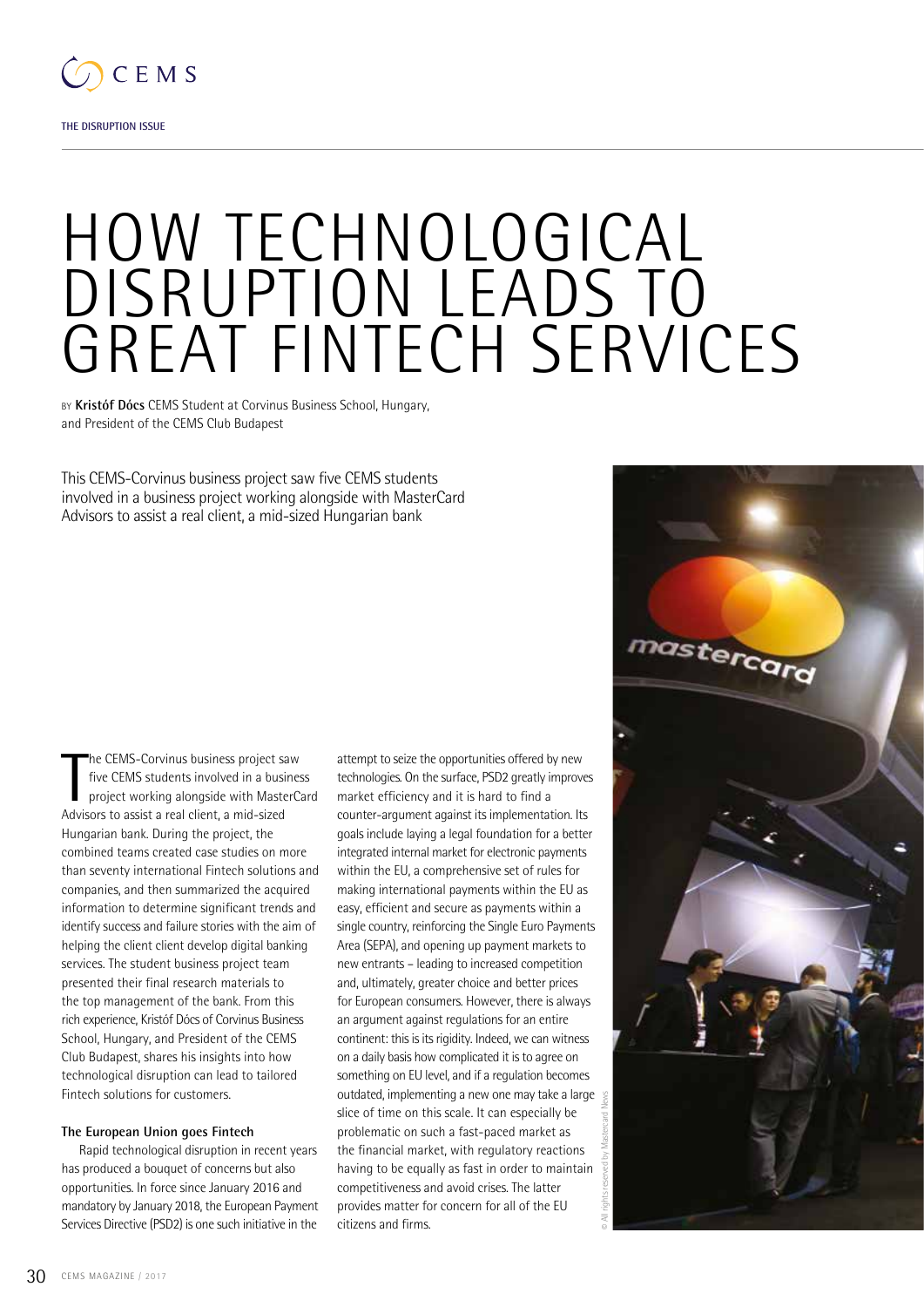THE DISRUPTION ISSUE

# HOW TECHNOLOGICAL DISRUPTION LEADS TO GREAT FINTECH SERVICES

BY **Kristóf Dócs** CEMS Student at Corvinus Business School, Hungary, and President of the CEMS Club Budapest

This CEMS-Corvinus business project saw five CEMS students involved in a business project working alongside with MasterCard Advisors to assist a real client, a mid-sized Hungarian bank

The CEMS-Corvinus business project saw five CEMS students involved in a business project working alongside with MasterCard Advisors to assist a real client, a mid-sized Hungarian bank. During the project, the combined teams created case studies on more than seventy international Fintech solutions and companies, and then summarized the acquired information to determine significant trends and identify success and failure stories with the aim of helping the client client develop digital banking services. The student business project team presented their final research materials to the top management of the bank. From this rich experience, Kristóf Dócs of Corvinus Business School, Hungary, and President of the CEMS Club Budapest, shares his insights into how technological disruption can lead to tailored Fintech solutions for customers.

**The European Union goes Fintech**

Rapid technological disruption in recent years has produced a bouquet of concerns but also opportunities. In force since January 2016 and mandatory by January 2018, the European Payment Services Directive (PSD2) is one such initiative in the attempt to seize the opportunities offered by new technologies. On the surface, PSD2 greatly improves market efficiency and it is hard to find a counter-argument against its implementation. Its goals include laying a legal foundation for a better integrated internal market for electronic payments within the EU, a comprehensive set of rules for making international payments within the EU as easy, efficient and secure as payments within a single country, reinforcing the Single Euro Payments Area (SEPA), and opening up payment markets to new entrants – leading to increased competition and, ultimately, greater choice and better prices for European consumers. However, there is always an argument against regulations for an entire continent: this is its rigidity. Indeed, we can witness on a daily basis how complicated it is to agree on something on EU level, and if a regulation becomes outdated, implementing a new one may take a large slice of time on this scale. It can especially be problematic on such a fast-paced market as the financial market, with regulatory reactions having to be equally as fast in order to maintain competitiveness and avoid crises. The latter provides matter for concern for all of the EU citizens and firms.

© All rights reserved by Mastercard News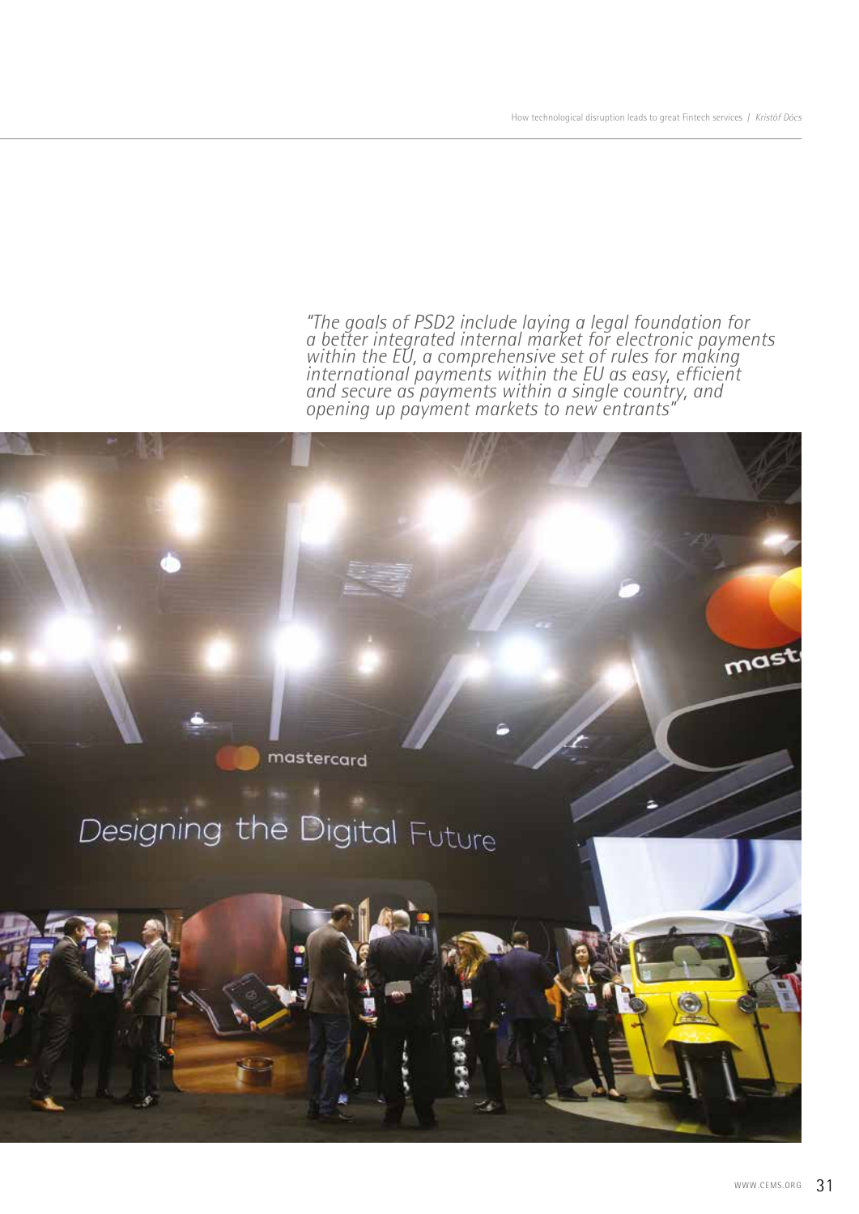*"The goals of PSD2 include laying a legal foundation for a better integrated internal market for electronic payments within the EU, a comprehensive set of rules for making international payments within the EU as easy, efficient and secure as payments within a single country, and opening up payment markets to new entrants"*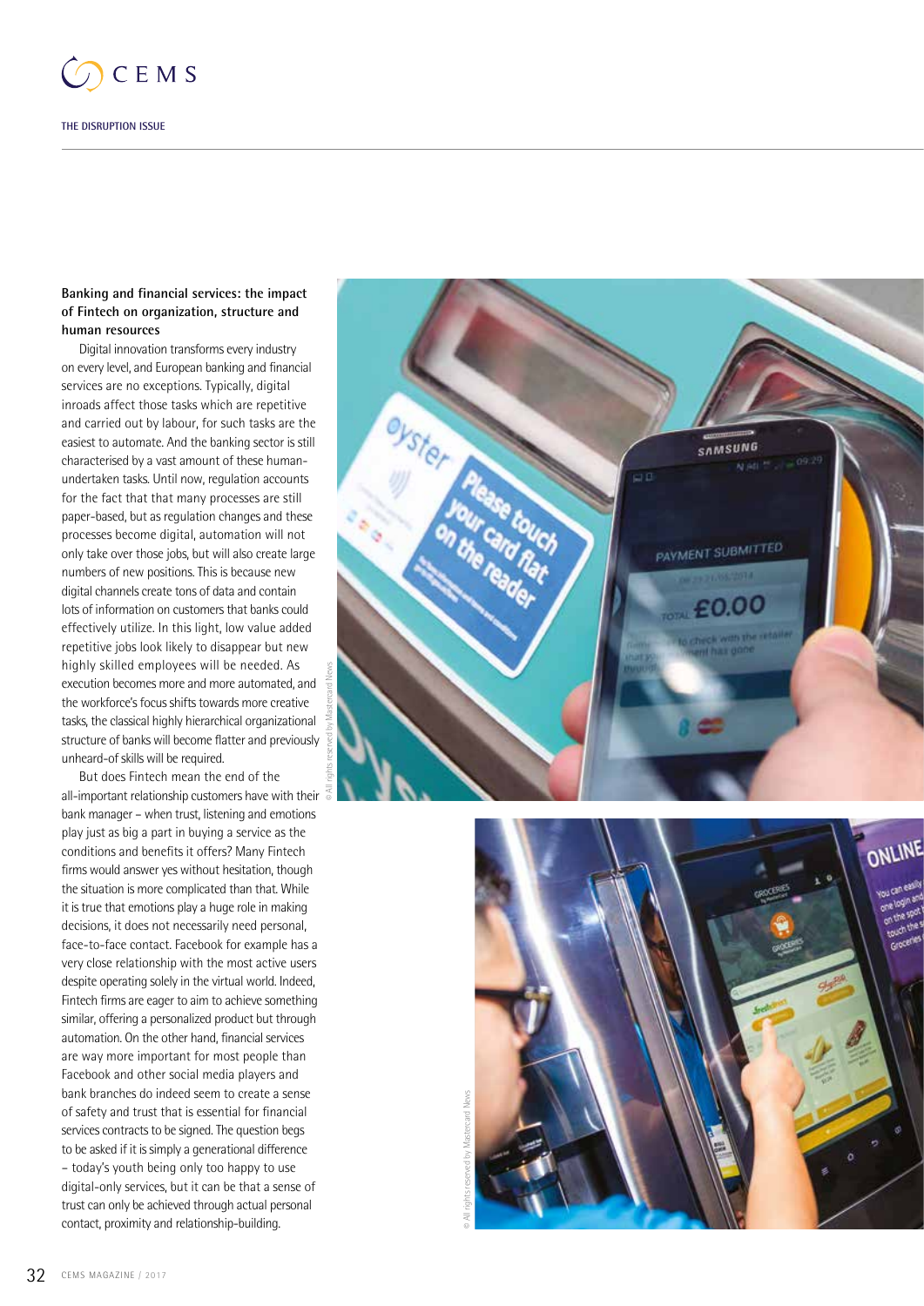### Banking and financial services: the impact of Fintech on organization, structure and human resources

Digital innovation transforms every industry on every level, and European banking and financial services are no exceptions. Typically, digital inroads affect those tasks which are repetitive and carried out by labour, for such tasks are the easiest to automate. And the banking sector is still characterised by a vast amount of these human-undertaken tasks. Until now, regulation accounts for the fact that that many processes are still paper-based, but as regulation changes and these processes become digital, automation will not only take over those jobs, but will also create large numbers of new positions. This is because new digital channels create tons of data and contain lots of information on customers that banks could effectively utilize. In this light, low value added repetitive jobs look likely to disappear but new highly skilled employees will be needed. As execution becomes more and more automated, and the workforce's focus shifts towards more creative tasks, the classical highly hierarchical organizational structure of banks will become flatter and previously unheard-of skills will be required.

But does Fintech mean the end of the all-important relationship customers have with their bank manager – when trust, listening and emotions play just as big a part in buying a service as the conditions and benefits it offers? Many Fintech firms would answer yes without hesitation, though the situation is more complicated than that. While it is true that emotions play a huge role in making decisions, it does not necessarily need personal, face-to-face contact. Facebook for example has a very close relationship with the most active users despite operating solely in the virtual world. Indeed, Fintech firms are eager to aim to achieve something similar, offering a personalized product but through automation. On the other hand, financial services are way more important for most people than Facebook and other social media players and bank branches do indeed seem to create a sense of safety and trust that is essential for financial services contracts to be signed. The question begs to be asked if it is simply a generational difference – today's youth being only too happy to use digital-only services, but it can be that a sense of trust can only be achieved through actual personal contact, proximity and relationship-building.

© All rights reserved by Mastercard News

© All rights reserved by Mastercard News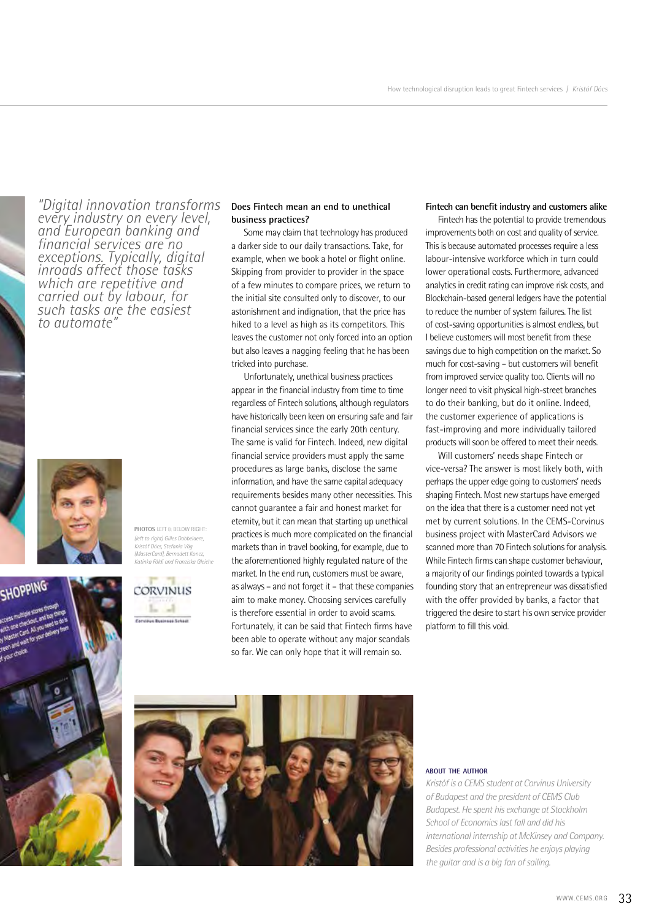*"Digital innovation transforms every industry on every level, and European banking and financial services are no exceptions. Typically, digital inroads affect those tasks which are repetitive and carried out by labour, for such tasks are the easiest to automate"*

**PHOTOS** LEFT & BELOW RIGHT: *(left to right) Gilles Dobbelaere, Kristóf Dócs, Stefania Vág (MasterCard), Bernadett Koncz, Katinka Földi and Franziska Gleiche*

### Does Fintech mean an end to unethical business practices?

Some may claim that technology has produced a darker side to our daily transactions. Take, for example, when we book a hotel or flight online. Skipping from provider to provider in the space of a few minutes to compare prices, we return to the initial site consulted only to discover, to our astonishment and indignation, that the price has hiked to a level as high as its competitors. This leaves the customer not only forced into an option but also leaves a nagging feeling that he has been tricked into purchase.

Unfortunately, unethical business practices appear in the financial industry from time to time regardless of Fintech solutions, although regulators have historically been keen on ensuring safe and fair financial services since the early 20th century. The same is valid for Fintech. Indeed, new digital financial service providers must apply the same procedures as large banks, disclose the same information, and have the same capital adequacy requirements besides many other necessities. This cannot guarantee a fair and honest market for eternity, but it can mean that starting up unethical practices is much more complicated on the financial markets than in travel booking, for example, due to the aforementioned highly regulated nature of the market. In the end run, customers must be aware, as always – and not forget it – that these companies aim to make money. Choosing services carefully is therefore essential in order to avoid scams. Fortunately, it can be said that Fintech firms have been able to operate without any major scandals so far. We can only hope that it will remain so.

### Fintech can benefit industry and customers alike

Fintech has the potential to provide tremendous improvements both on cost and quality of service. This is because automated processes require a less labour-intensive workforce which in turn could lower operational costs. Furthermore, advanced analytics in credit rating can improve risk costs, and Blockchain-based general ledgers have the potential to reduce the number of system failures. The list of cost-saving opportunities is almost endless, but I believe customers will most benefit from these savings due to high competition on the market. So much for cost-saving – but customers will benefit from improved service quality too. Clients will no longer need to visit physical high-street branches to do their banking, but do it online. Indeed, the customer experience of applications is fast-improving and more individually tailored products will soon be offered to meet their needs.

Will customers' needs shape Fintech or vice-versa? The answer is most likely both, with perhaps the upper edge going to customers' needs shaping Fintech. Most new startups have emerged on the idea that there is a customer need not yet met by current solutions. In the CEMS-Corvinus business project with MasterCard Advisors we scanned more than 70 Fintech solutions for analysis. While Fintech firms can shape customer behaviour, a majority of our findings pointed towards a typical founding story that an entrepreneur was dissatisfied with the offer provided by banks, a factor that triggered the desire to start his own service provider platform to fill this void.

#### ABOUT THE AUTHOR

*Kristóf is a CEMS student at Corvinus University of Budapest and the president of CEMS Club Budapest. He spent his exchange at Stockholm School of Economics last fall and did his international internship at McKinsey and Company. Besides professional activities he enjoys playing the guitar and is a big fan of sailing.*